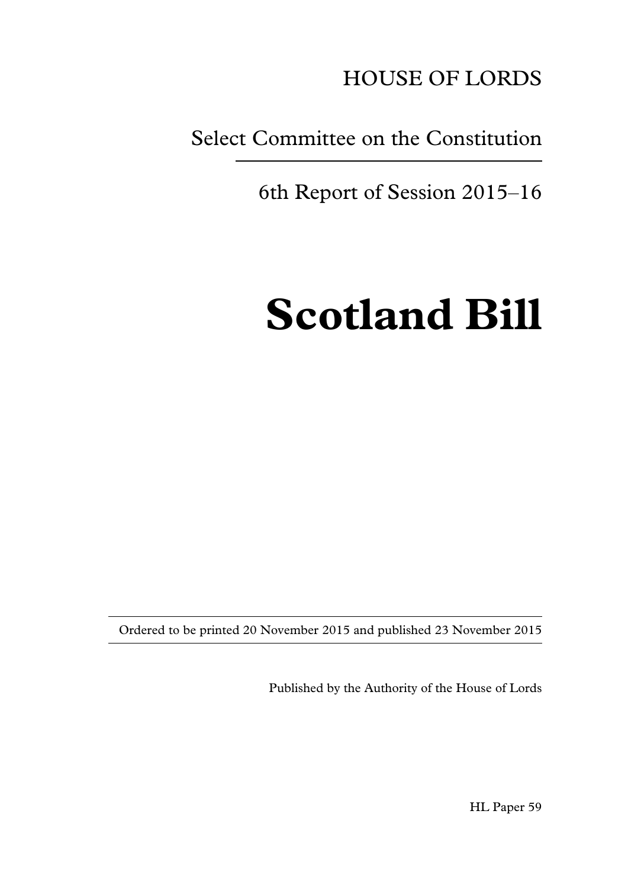HOUSE OF LORDS

Select Committee on the Constitution

6th Report of Session 2015–16

# Scotland Bill

Ordered to be printed 20 November 2015 and published 23 November 2015

Published by the Authority of the House of Lords

HL Paper 59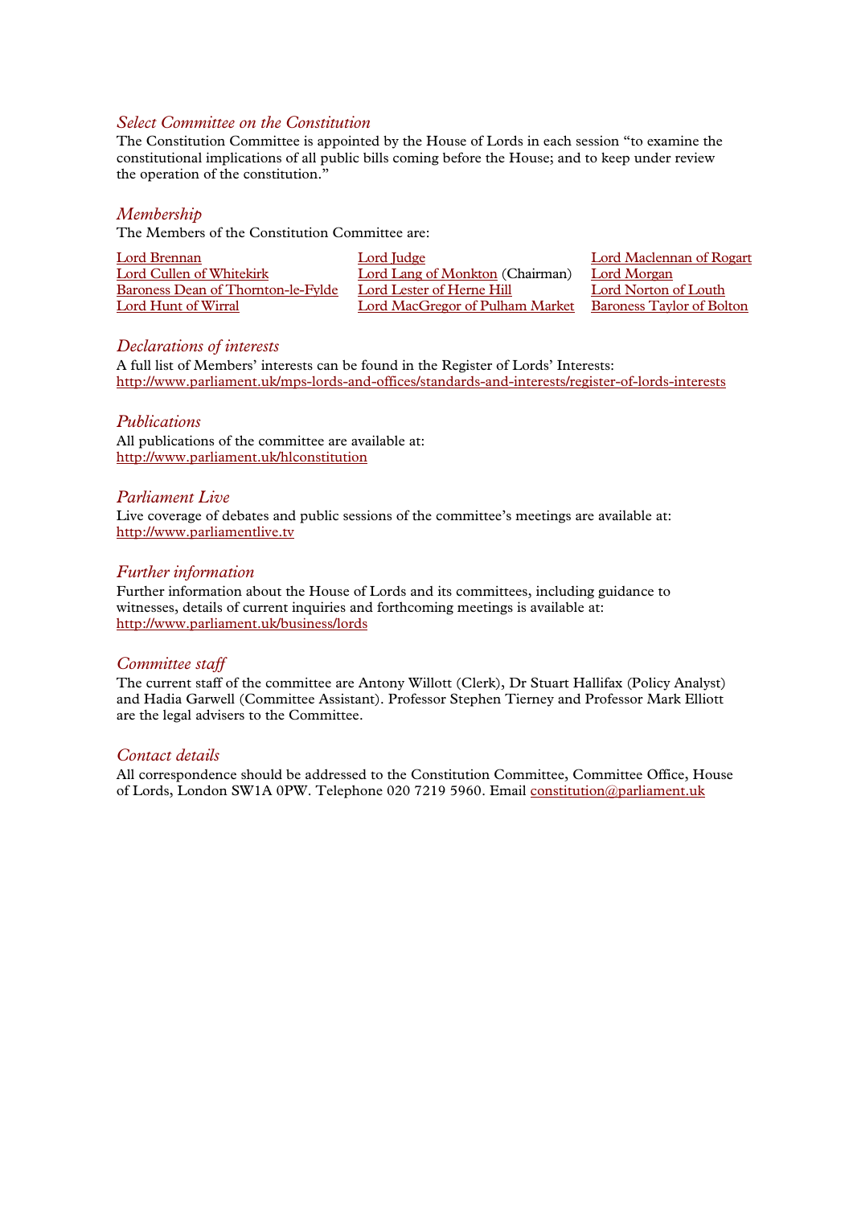## *Select Committee on the Constitution*

The Constitution Committee is appointed by the House of Lords in each session "to examine the constitutional implications of all public bills coming before the House; and to keep under review the operation of the constitution."

## *Membership*

The Members of the Constitution Committee are:

| | | |
|---|---|---|
| Lord Brennan | Lord Judge | Lord Maclennan of Rogart |
| Lord Cullen of Whitekirk | Lord Lang of Monkton (Chairman) | Lord Morgan |
| Baroness Dean of Thornton-le-Fylde | Lord Lester of Herne Hill | Lord Norton of Louth |
| Lord Hunt of Wirral | Lord MacGregor of Pulham Market | Baroness Taylor of Bolton |

## *Declarations of interests*

A full list of Members' interests can be found in the Register of Lords' Interests:
http://www.parliament.uk/mps-lords-and-offices/standards-and-interests/register-of-lords-interests

## *Publications*

All publications of the committee are available at:
http://www.parliament.uk/hlconstitution

## *Parliament Live*

Live coverage of debates and public sessions of the committee's meetings are available at:
http://www.parliamentlive.tv

## *Further information*

Further information about the House of Lords and its committees, including guidance to witnesses, details of current inquiries and forthcoming meetings is available at:
http://www.parliament.uk/business/lords

## *Committee staff*

The current staff of the committee are Antony Willott (Clerk), Dr Stuart Hallifax (Policy Analyst) and Hadia Garwell (Committee Assistant). Professor Stephen Tierney and Professor Mark Elliott are the legal advisers to the Committee.

## *Contact details*

All correspondence should be addressed to the Constitution Committee, Committee Office, House of Lords, London SW1A 0PW. Telephone 020 7219 5960. Email constitution@parliament.uk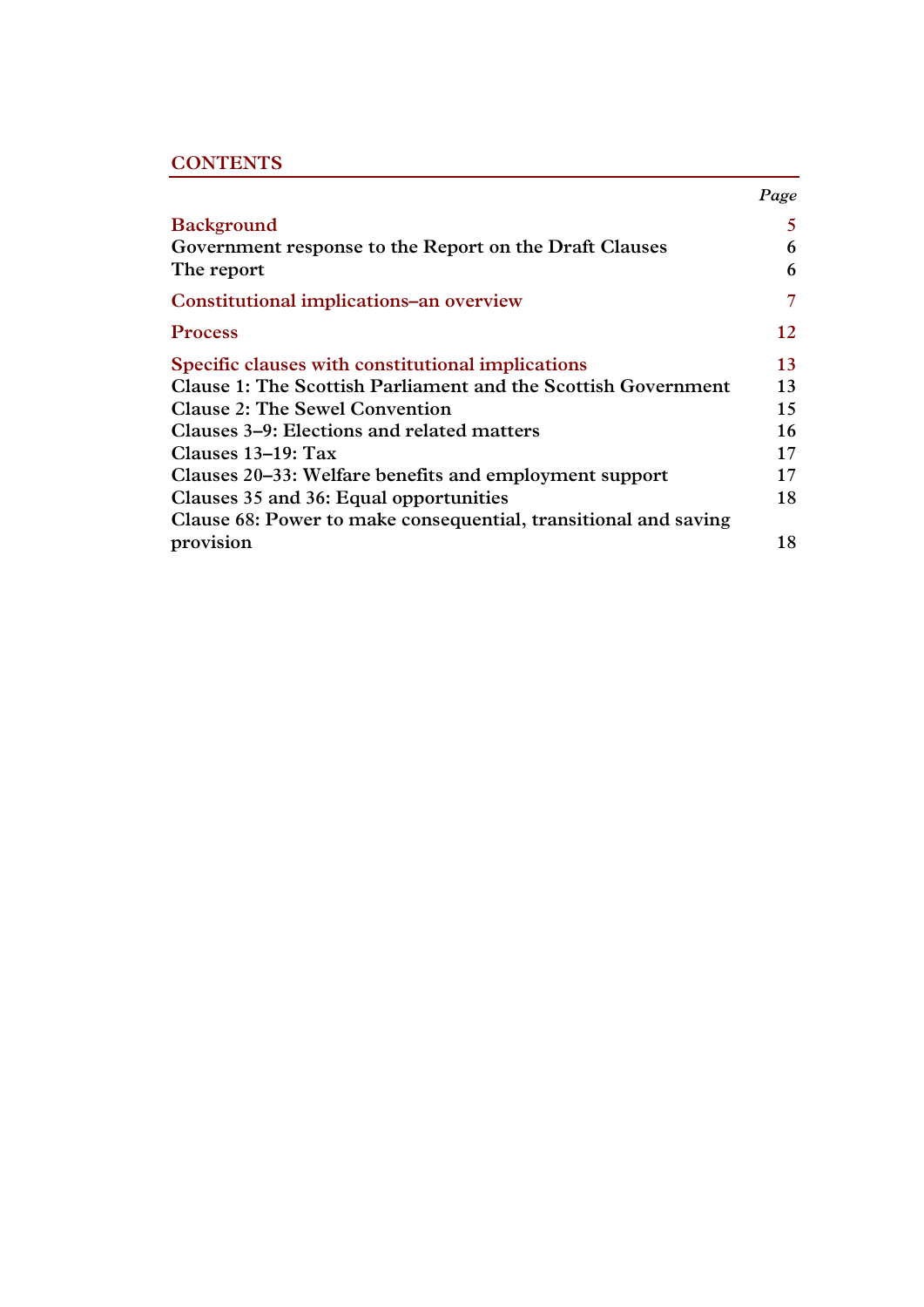## CONTENTS

| | Page |
|---|---|
| **Background** | 5 |
| **Government response to the Report on the Draft Clauses** | 6 |
| **The report** | 6 |
| **Constitutional implications–an overview** | 7 |
| **Process** | 12 |
| **Specific clauses with constitutional implications** | 13 |
| **Clause 1: The Scottish Parliament and the Scottish Government** | 13 |
| **Clause 2: The Sewel Convention** | 15 |
| **Clauses 3–9: Elections and related matters** | 16 |
| **Clauses 13–19: Tax** | 17 |
| **Clauses 20–33: Welfare benefits and employment support** | 17 |
| **Clauses 35 and 36: Equal opportunities** | 18 |
| **Clause 68: Power to make consequential, transitional and saving provision** | 18 |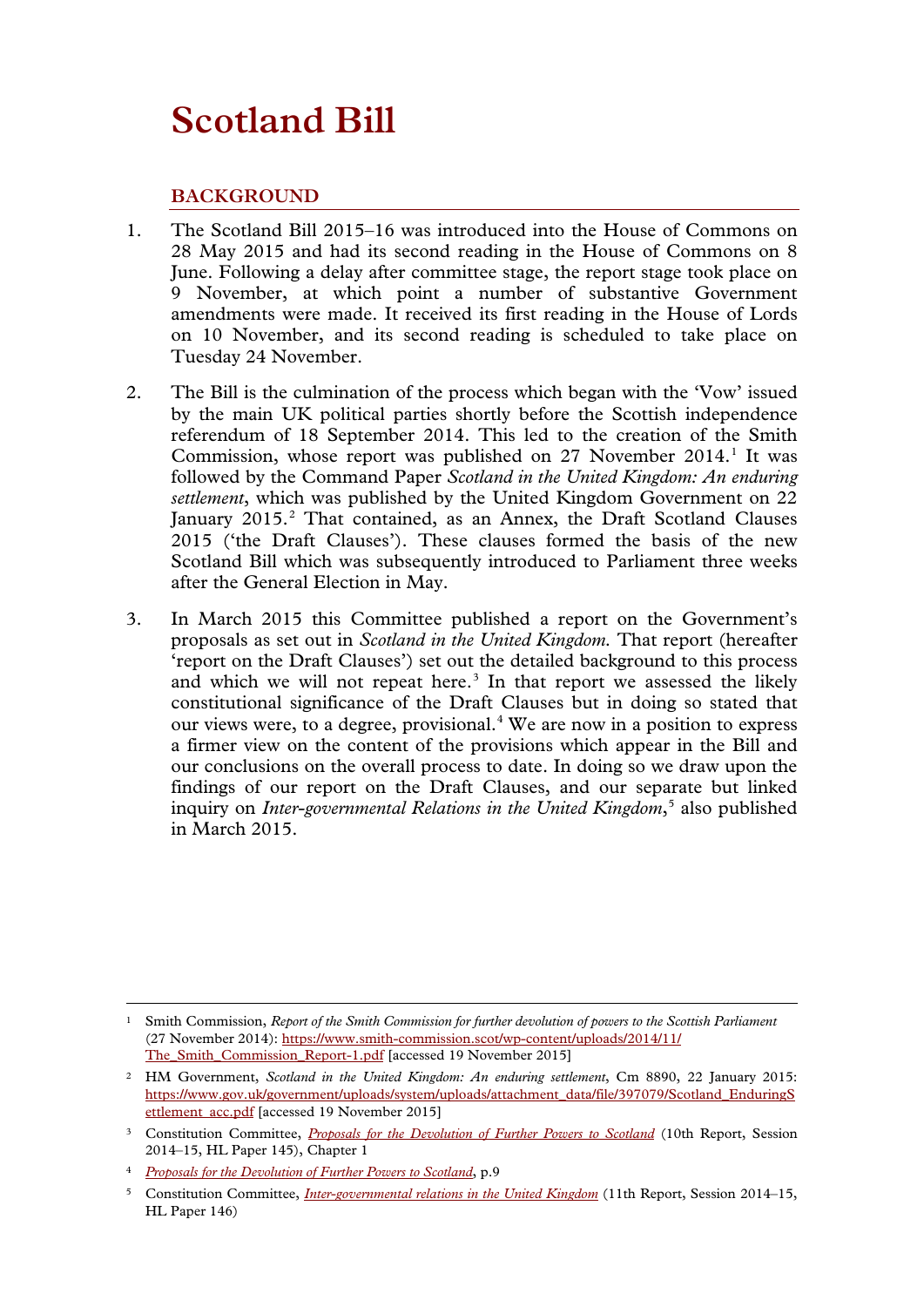# Scotland Bill

## BACKGROUND

1. The Scotland Bill 2015–16 was introduced into the House of Commons on 28 May 2015 and had its second reading in the House of Commons on 8 June. Following a delay after committee stage, the report stage took place on 9 November, at which point a number of substantive Government amendments were made. It received its first reading in the House of Lords on 10 November, and its second reading is scheduled to take place on Tuesday 24 November.

2. The Bill is the culmination of the process which began with the 'Vow' issued by the main UK political parties shortly before the Scottish independence referendum of 18 September 2014. This led to the creation of the Smith Commission, whose report was published on 27 November 2014.[1] It was followed by the Command Paper *Scotland in the United Kingdom: An enduring settlement*, which was published by the United Kingdom Government on 22 January 2015.[2] That contained, as an Annex, the Draft Scotland Clauses 2015 ('the Draft Clauses'). These clauses formed the basis of the new Scotland Bill which was subsequently introduced to Parliament three weeks after the General Election in May.

3. In March 2015 this Committee published a report on the Government's proposals as set out in *Scotland in the United Kingdom.* That report (hereafter 'report on the Draft Clauses') set out the detailed background to this process and which we will not repeat here.[3] In that report we assessed the likely constitutional significance of the Draft Clauses but in doing so stated that our views were, to a degree, provisional.[4] We are now in a position to express a firmer view on the content of the provisions which appear in the Bill and our conclusions on the overall process to date. In doing so we draw upon the findings of our report on the Draft Clauses, and our separate but linked inquiry on *Inter-governmental Relations in the United Kingdom*,[5] also published in March 2015.

---

[1] Smith Commission, *Report of the Smith Commission for further devolution of powers to the Scottish Parliament* (27 November 2014): https://www.smith-commission.scot/wp-content/uploads/2014/11/The_Smith_Commission_Report-1.pdf [accessed 19 November 2015]

[2] HM Government, *Scotland in the United Kingdom: An enduring settlement*, Cm 8890, 22 January 2015: https://www.gov.uk/government/uploads/system/uploads/attachment_data/file/397079/Scotland_EnduringSettlement_acc.pdf [accessed 19 November 2015]

[3] Constitution Committee, *Proposals for the Devolution of Further Powers to Scotland* (10th Report, Session 2014–15, HL Paper 145), Chapter 1

[4] *Proposals for the Devolution of Further Powers to Scotland*, p.9

[5] Constitution Committee, *Inter-governmental relations in the United Kingdom* (11th Report, Session 2014–15, HL Paper 146)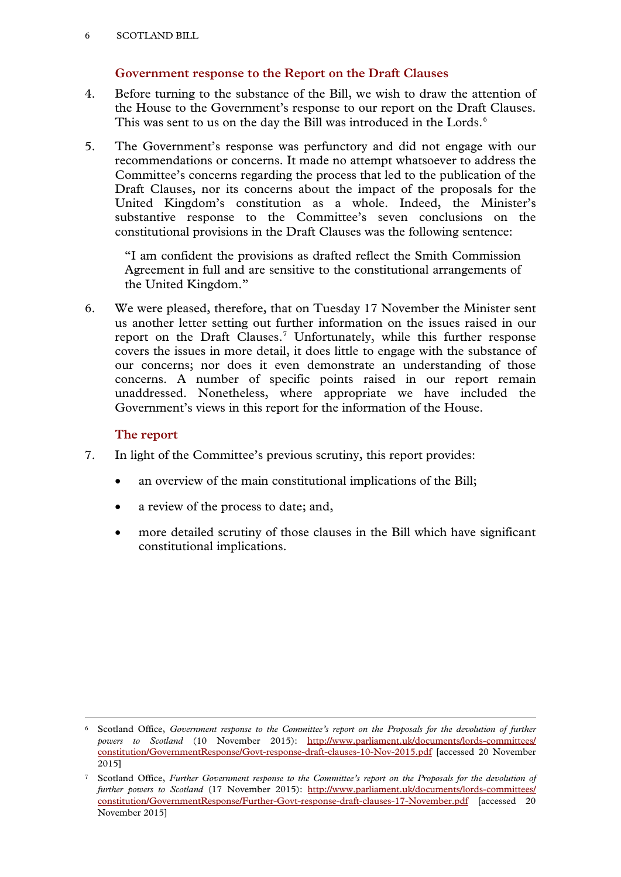### Government response to the Report on the Draft Clauses

4. Before turning to the substance of the Bill, we wish to draw the attention of the House to the Government's response to our report on the Draft Clauses. This was sent to us on the day the Bill was introduced in the Lords.[6]

5. The Government's response was perfunctory and did not engage with our recommendations or concerns. It made no attempt whatsoever to address the Committee's concerns regarding the process that led to the publication of the Draft Clauses, nor its concerns about the impact of the proposals for the United Kingdom's constitution as a whole. Indeed, the Minister's substantive response to the Committee's seven conclusions on the constitutional provisions in the Draft Clauses was the following sentence:

> "I am confident the provisions as drafted reflect the Smith Commission Agreement in full and are sensitive to the constitutional arrangements of the United Kingdom."

6. We were pleased, therefore, that on Tuesday 17 November the Minister sent us another letter setting out further information on the issues raised in our report on the Draft Clauses.[7] Unfortunately, while this further response covers the issues in more detail, it does little to engage with the substance of our concerns; nor does it even demonstrate an understanding of those concerns. A number of specific points raised in our report remain unaddressed. Nonetheless, where appropriate we have included the Government's views in this report for the information of the House.

### The report

7. In light of the Committee's previous scrutiny, this report provides:

- an overview of the main constitutional implications of the Bill;
- a review of the process to date; and,
- more detailed scrutiny of those clauses in the Bill which have significant constitutional implications.

---

[6] Scotland Office, *Government response to the Committee's report on the Proposals for the devolution of further powers to Scotland* (10 November 2015): http://www.parliament.uk/documents/lords-committees/constitution/GovernmentResponse/Govt-response-draft-clauses-10-Nov-2015.pdf [accessed 20 November 2015]

[7] Scotland Office, *Further Government response to the Committee's report on the Proposals for the devolution of further powers to Scotland* (17 November 2015): http://www.parliament.uk/documents/lords-committees/constitution/GovernmentResponse/Further-Govt-response-draft-clauses-17-November.pdf [accessed 20 November 2015]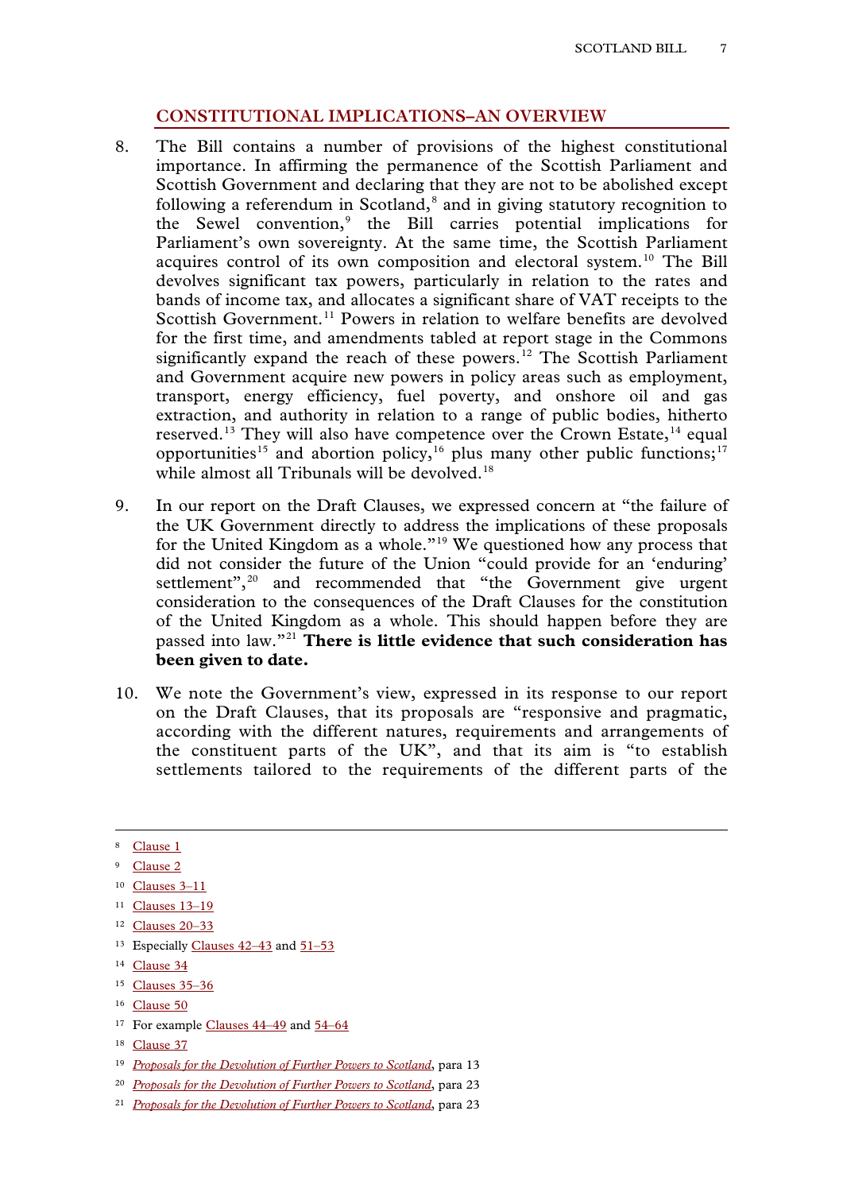## CONSTITUTIONAL IMPLICATIONS–AN OVERVIEW

8. The Bill contains a number of provisions of the highest constitutional importance. In affirming the permanence of the Scottish Parliament and Scottish Government and declaring that they are not to be abolished except following a referendum in Scotland,[8] and in giving statutory recognition to the Sewel convention,[9] the Bill carries potential implications for Parliament's own sovereignty. At the same time, the Scottish Parliament acquires control of its own composition and electoral system.[10] The Bill devolves significant tax powers, particularly in relation to the rates and bands of income tax, and allocates a significant share of VAT receipts to the Scottish Government.[11] Powers in relation to welfare benefits are devolved for the first time, and amendments tabled at report stage in the Commons significantly expand the reach of these powers.[12] The Scottish Parliament and Government acquire new powers in policy areas such as employment, transport, energy efficiency, fuel poverty, and onshore oil and gas extraction, and authority in relation to a range of public bodies, hitherto reserved.[13] They will also have competence over the Crown Estate,[14] equal opportunities[15] and abortion policy,[16] plus many other public functions;[17] while almost all Tribunals will be devolved.[18]

9. In our report on the Draft Clauses, we expressed concern at "the failure of the UK Government directly to address the implications of these proposals for the United Kingdom as a whole."[19] We questioned how any process that did not consider the future of the Union "could provide for an 'enduring' settlement",[20] and recommended that "the Government give urgent consideration to the consequences of the Draft Clauses for the constitution of the United Kingdom as a whole. This should happen before they are passed into law."[21] **There is little evidence that such consideration has been given to date.**

10. We note the Government's view, expressed in its response to our report on the Draft Clauses, that its proposals are "responsive and pragmatic, according with the different natures, requirements and arrangements of the constituent parts of the UK", and that its aim is "to establish settlements tailored to the requirements of the different parts of the

---

[8] Clause 1

[9] Clause 2

[10] Clauses 3–11

[11] Clauses 13–19

[12] Clauses 20–33

[13] Especially Clauses 42–43 and 51–53

[14] Clause 34

[15] Clauses 35–36

[16] Clause 50

[17] For example Clauses 44–49 and 54–64

[18] Clause 37

[19] *Proposals for the Devolution of Further Powers to Scotland*, para 13

[20] *Proposals for the Devolution of Further Powers to Scotland*, para 23

[21] *Proposals for the Devolution of Further Powers to Scotland*, para 23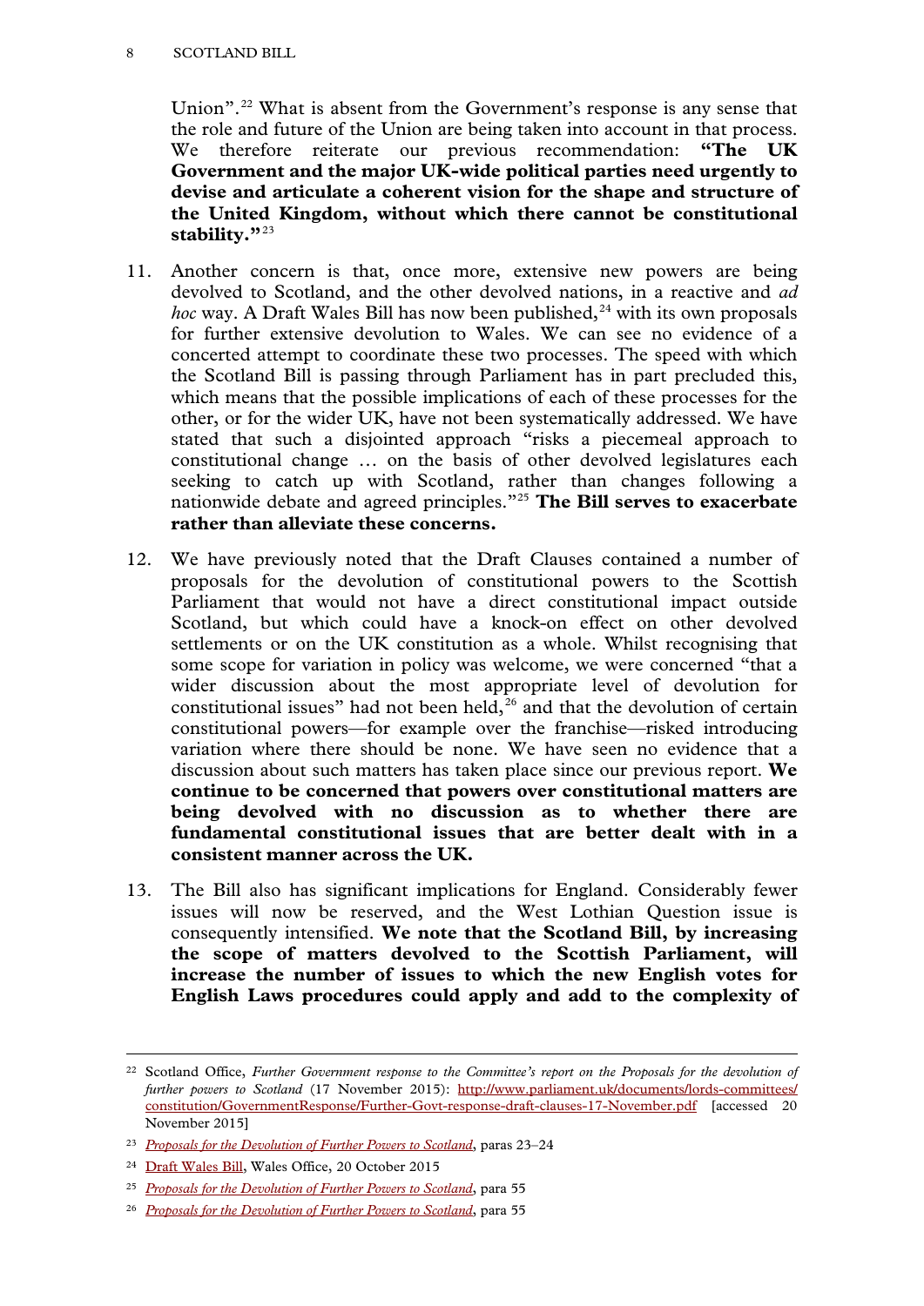Union".[22] What is absent from the Government's response is any sense that the role and future of the Union are being taken into account in that process. We therefore reiterate our previous recommendation: **"The UK Government and the major UK-wide political parties need urgently to devise and articulate a coherent vision for the shape and structure of the United Kingdom, without which there cannot be constitutional stability."**[23]

11. Another concern is that, once more, extensive new powers are being devolved to Scotland, and the other devolved nations, in a reactive and *ad hoc* way. A Draft Wales Bill has now been published,[24] with its own proposals for further extensive devolution to Wales. We can see no evidence of a concerted attempt to coordinate these two processes. The speed with which the Scotland Bill is passing through Parliament has in part precluded this, which means that the possible implications of each of these processes for the other, or for the wider UK, have not been systematically addressed. We have stated that such a disjointed approach "risks a piecemeal approach to constitutional change … on the basis of other devolved legislatures each seeking to catch up with Scotland, rather than changes following a nationwide debate and agreed principles."[25] **The Bill serves to exacerbate rather than alleviate these concerns.**

12. We have previously noted that the Draft Clauses contained a number of proposals for the devolution of constitutional powers to the Scottish Parliament that would not have a direct constitutional impact outside Scotland, but which could have a knock-on effect on other devolved settlements or on the UK constitution as a whole. Whilst recognising that some scope for variation in policy was welcome, we were concerned "that a wider discussion about the most appropriate level of devolution for constitutional issues" had not been held,[26] and that the devolution of certain constitutional powers—for example over the franchise—risked introducing variation where there should be none. We have seen no evidence that a discussion about such matters has taken place since our previous report. **We continue to be concerned that powers over constitutional matters are being devolved with no discussion as to whether there are fundamental constitutional issues that are better dealt with in a consistent manner across the UK.**

13. The Bill also has significant implications for England. Considerably fewer issues will now be reserved, and the West Lothian Question issue is consequently intensified. **We note that the Scotland Bill, by increasing the scope of matters devolved to the Scottish Parliament, will increase the number of issues to which the new English votes for English Laws procedures could apply and add to the complexity of**

---

[22] Scotland Office, *Further Government response to the Committee's report on the Proposals for the devolution of further powers to Scotland* (17 November 2015): http://www.parliament.uk/documents/lords-committees/constitution/GovernmentResponse/Further-Govt-response-draft-clauses-17-November.pdf [accessed 20 November 2015]

[23] *Proposals for the Devolution of Further Powers to Scotland*, paras 23–24

[24] Draft Wales Bill, Wales Office, 20 October 2015

[25] *Proposals for the Devolution of Further Powers to Scotland*, para 55

[26] *Proposals for the Devolution of Further Powers to Scotland*, para 55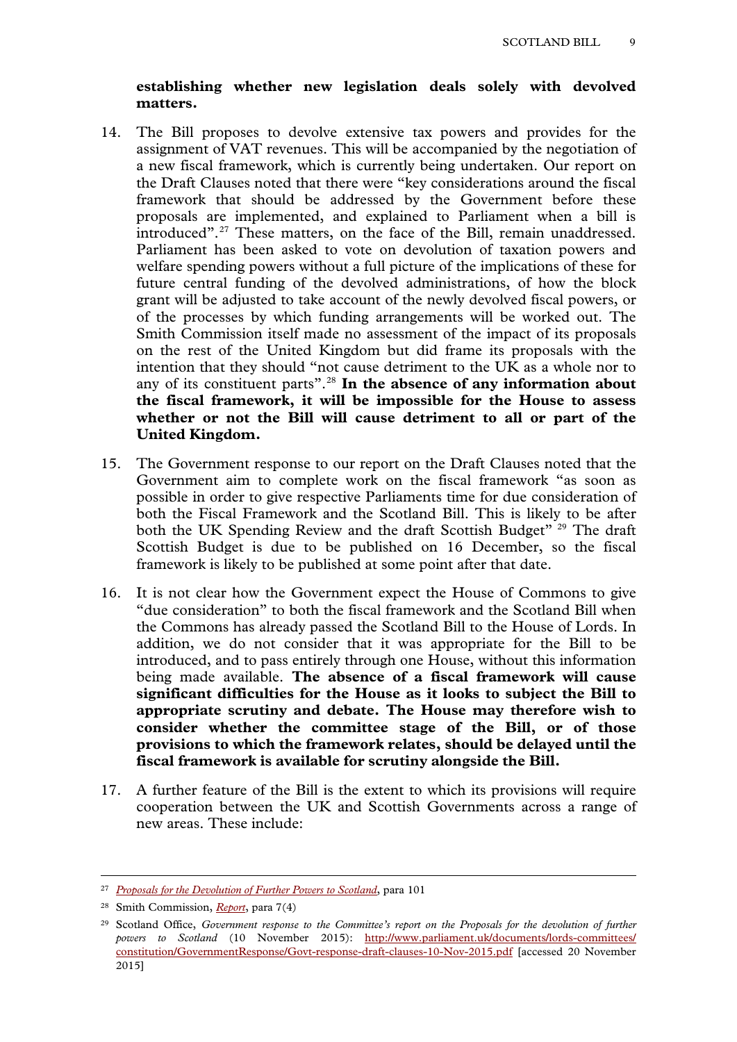**establishing whether new legislation deals solely with devolved matters.**

14. The Bill proposes to devolve extensive tax powers and provides for the assignment of VAT revenues. This will be accompanied by the negotiation of a new fiscal framework, which is currently being undertaken. Our report on the Draft Clauses noted that there were "key considerations around the fiscal framework that should be addressed by the Government before these proposals are implemented, and explained to Parliament when a bill is introduced".[27] These matters, on the face of the Bill, remain unaddressed. Parliament has been asked to vote on devolution of taxation powers and welfare spending powers without a full picture of the implications of these for future central funding of the devolved administrations, of how the block grant will be adjusted to take account of the newly devolved fiscal powers, or of the processes by which funding arrangements will be worked out. The Smith Commission itself made no assessment of the impact of its proposals on the rest of the United Kingdom but did frame its proposals with the intention that they should "not cause detriment to the UK as a whole nor to any of its constituent parts".[28] **In the absence of any information about the fiscal framework, it will be impossible for the House to assess whether or not the Bill will cause detriment to all or part of the United Kingdom.**

15. The Government response to our report on the Draft Clauses noted that the Government aim to complete work on the fiscal framework "as soon as possible in order to give respective Parliaments time for due consideration of both the Fiscal Framework and the Scotland Bill. This is likely to be after both the UK Spending Review and the draft Scottish Budget" [29] The draft Scottish Budget is due to be published on 16 December, so the fiscal framework is likely to be published at some point after that date.

16. It is not clear how the Government expect the House of Commons to give "due consideration" to both the fiscal framework and the Scotland Bill when the Commons has already passed the Scotland Bill to the House of Lords. In addition, we do not consider that it was appropriate for the Bill to be introduced, and to pass entirely through one House, without this information being made available. **The absence of a fiscal framework will cause significant difficulties for the House as it looks to subject the Bill to appropriate scrutiny and debate. The House may therefore wish to consider whether the committee stage of the Bill, or of those provisions to which the framework relates, should be delayed until the fiscal framework is available for scrutiny alongside the Bill.**

17. A further feature of the Bill is the extent to which its provisions will require cooperation between the UK and Scottish Governments across a range of new areas. These include:

---

[27] *Proposals for the Devolution of Further Powers to Scotland*, para 101

[28] Smith Commission, *Report*, para 7(4)

[29] Scotland Office, *Government response to the Committee's report on the Proposals for the devolution of further powers to Scotland* (10 November 2015): http://www.parliament.uk/documents/lords-committees/constitution/GovernmentResponse/Govt-response-draft-clauses-10-Nov-2015.pdf [accessed 20 November 2015]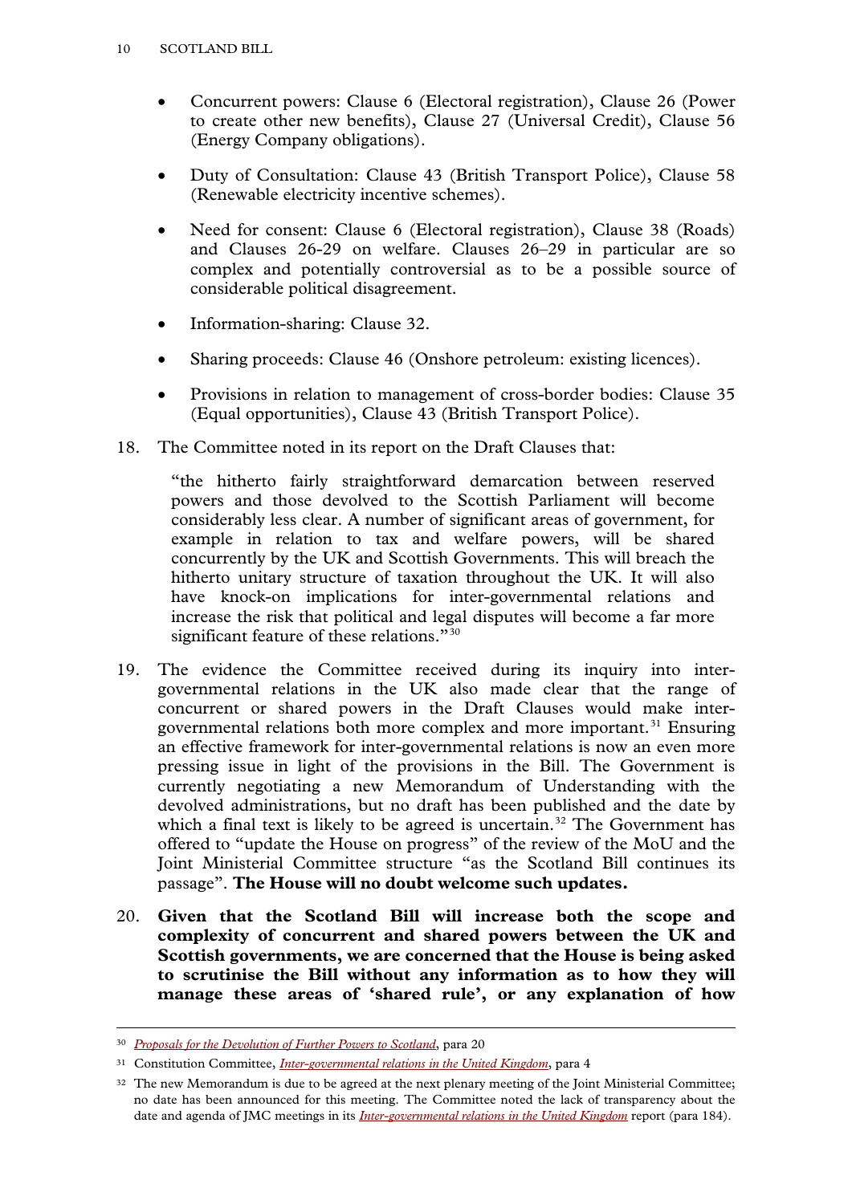- Concurrent powers: Clause 6 (Electoral registration), Clause 26 (Power to create other new benefits), Clause 27 (Universal Credit), Clause 56 (Energy Company obligations).
- Duty of Consultation: Clause 43 (British Transport Police), Clause 58 (Renewable electricity incentive schemes).
- Need for consent: Clause 6 (Electoral registration), Clause 38 (Roads) and Clauses 26-29 on welfare. Clauses 26–29 in particular are so complex and potentially controversial as to be a possible source of considerable political disagreement.
- Information-sharing: Clause 32.
- Sharing proceeds: Clause 46 (Onshore petroleum: existing licences).
- Provisions in relation to management of cross-border bodies: Clause 35 (Equal opportunities), Clause 43 (British Transport Police).

18. The Committee noted in its report on the Draft Clauses that:

> "the hitherto fairly straightforward demarcation between reserved powers and those devolved to the Scottish Parliament will become considerably less clear. A number of significant areas of government, for example in relation to tax and welfare powers, will be shared concurrently by the UK and Scottish Governments. This will breach the hitherto unitary structure of taxation throughout the UK. It will also have knock-on implications for inter-governmental relations and increase the risk that political and legal disputes will become a far more significant feature of these relations."[30]

19. The evidence the Committee received during its inquiry into inter-governmental relations in the UK also made clear that the range of concurrent or shared powers in the Draft Clauses would make inter-governmental relations both more complex and more important.[31] Ensuring an effective framework for inter-governmental relations is now an even more pressing issue in light of the provisions in the Bill. The Government is currently negotiating a new Memorandum of Understanding with the devolved administrations, but no draft has been published and the date by which a final text is likely to be agreed is uncertain.[32] The Government has offered to "update the House on progress" of the review of the MoU and the Joint Ministerial Committee structure "as the Scotland Bill continues its passage". **The House will no doubt welcome such updates.**

20. **Given that the Scotland Bill will increase both the scope and complexity of concurrent and shared powers between the UK and Scottish governments, we are concerned that the House is being asked to scrutinise the Bill without any information as to how they will manage these areas of 'shared rule', or any explanation of how**

---

[30] *Proposals for the Devolution of Further Powers to Scotland*, para 20

[31] Constitution Committee, *Inter-governmental relations in the United Kingdom*, para 4

[32] The new Memorandum is due to be agreed at the next plenary meeting of the Joint Ministerial Committee; no date has been announced for this meeting. The Committee noted the lack of transparency about the date and agenda of JMC meetings in its *Inter-governmental relations in the United Kingdom* report (para 184).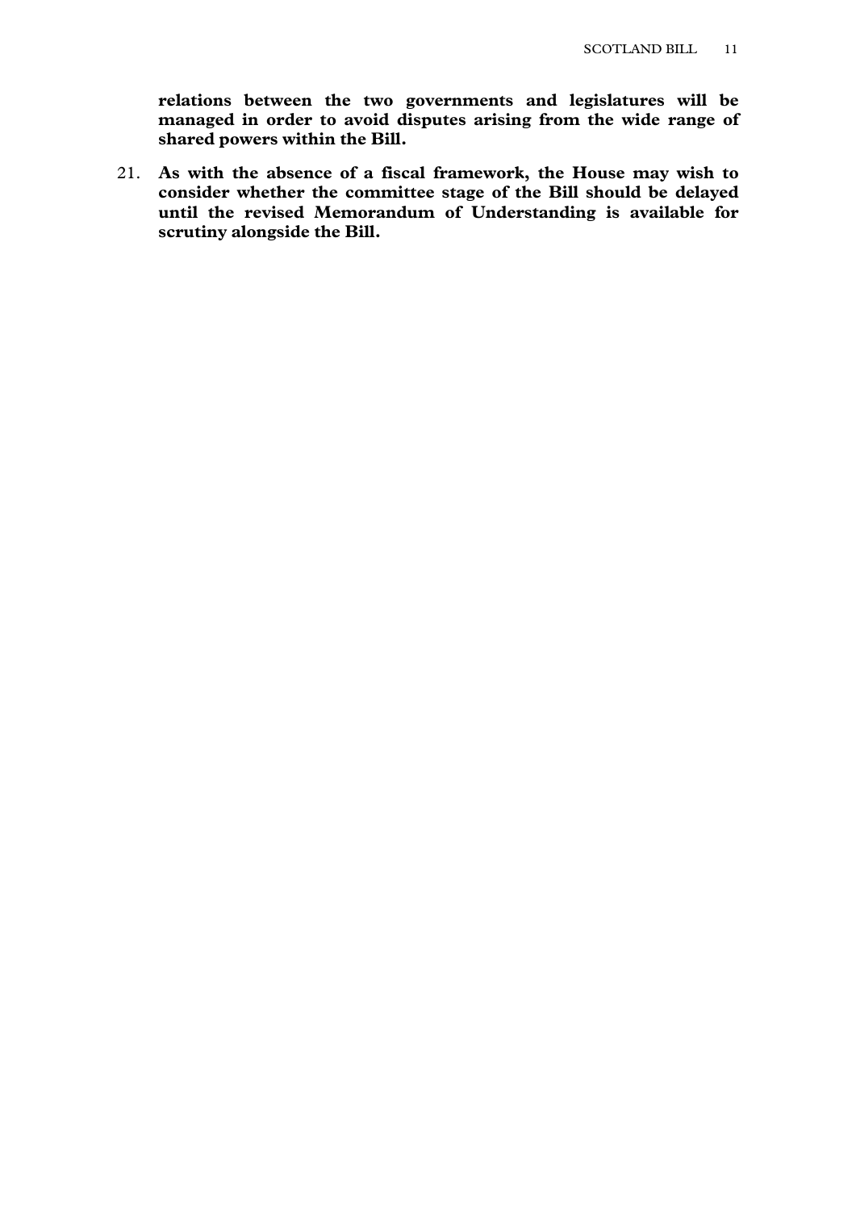**relations between the two governments and legislatures will be managed in order to avoid disputes arising from the wide range of shared powers within the Bill.**

21. **As with the absence of a fiscal framework, the House may wish to consider whether the committee stage of the Bill should be delayed until the revised Memorandum of Understanding is available for scrutiny alongside the Bill.**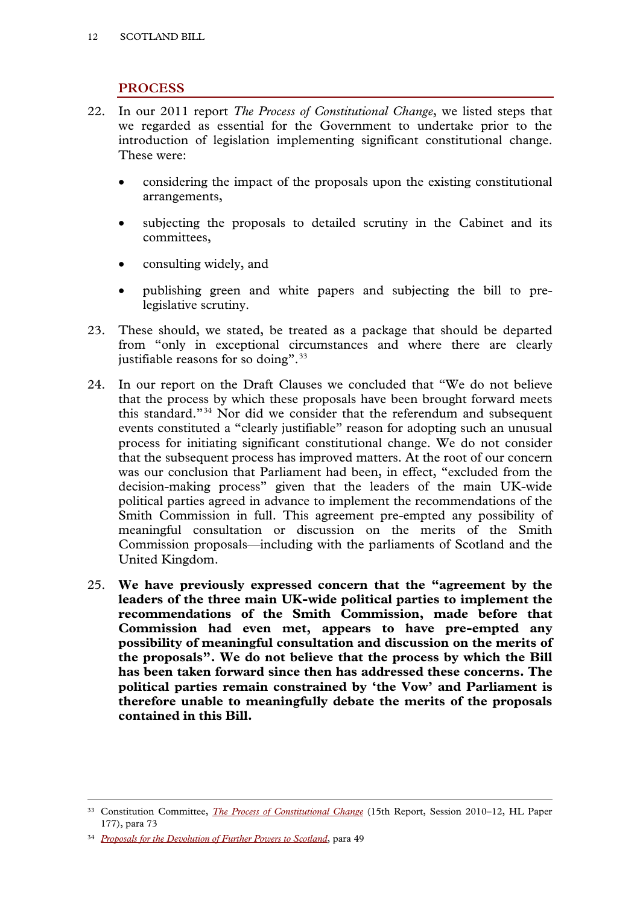## PROCESS

22. In our 2011 report *The Process of Constitutional Change*, we listed steps that we regarded as essential for the Government to undertake prior to the introduction of legislation implementing significant constitutional change. These were:

    - considering the impact of the proposals upon the existing constitutional arrangements,
    - subjecting the proposals to detailed scrutiny in the Cabinet and its committees,
    - consulting widely, and
    - publishing green and white papers and subjecting the bill to pre-legislative scrutiny.

23. These should, we stated, be treated as a package that should be departed from "only in exceptional circumstances and where there are clearly justifiable reasons for so doing".[33]

24. In our report on the Draft Clauses we concluded that "We do not believe that the process by which these proposals have been brought forward meets this standard."[34] Nor did we consider that the referendum and subsequent events constituted a "clearly justifiable" reason for adopting such an unusual process for initiating significant constitutional change. We do not consider that the subsequent process has improved matters. At the root of our concern was our conclusion that Parliament had been, in effect, "excluded from the decision-making process" given that the leaders of the main UK-wide political parties agreed in advance to implement the recommendations of the Smith Commission in full. This agreement pre-empted any possibility of meaningful consultation or discussion on the merits of the Smith Commission proposals—including with the parliaments of Scotland and the United Kingdom.

25. **We have previously expressed concern that the "agreement by the leaders of the three main UK-wide political parties to implement the recommendations of the Smith Commission, made before that Commission had even met, appears to have pre-empted any possibility of meaningful consultation and discussion on the merits of the proposals". We do not believe that the process by which the Bill has been taken forward since then has addressed these concerns. The political parties remain constrained by 'the Vow' and Parliament is therefore unable to meaningfully debate the merits of the proposals contained in this Bill.**

---

[33] Constitution Committee, *The Process of Constitutional Change* (15th Report, Session 2010–12, HL Paper 177), para 73

[34] *Proposals for the Devolution of Further Powers to Scotland*, para 49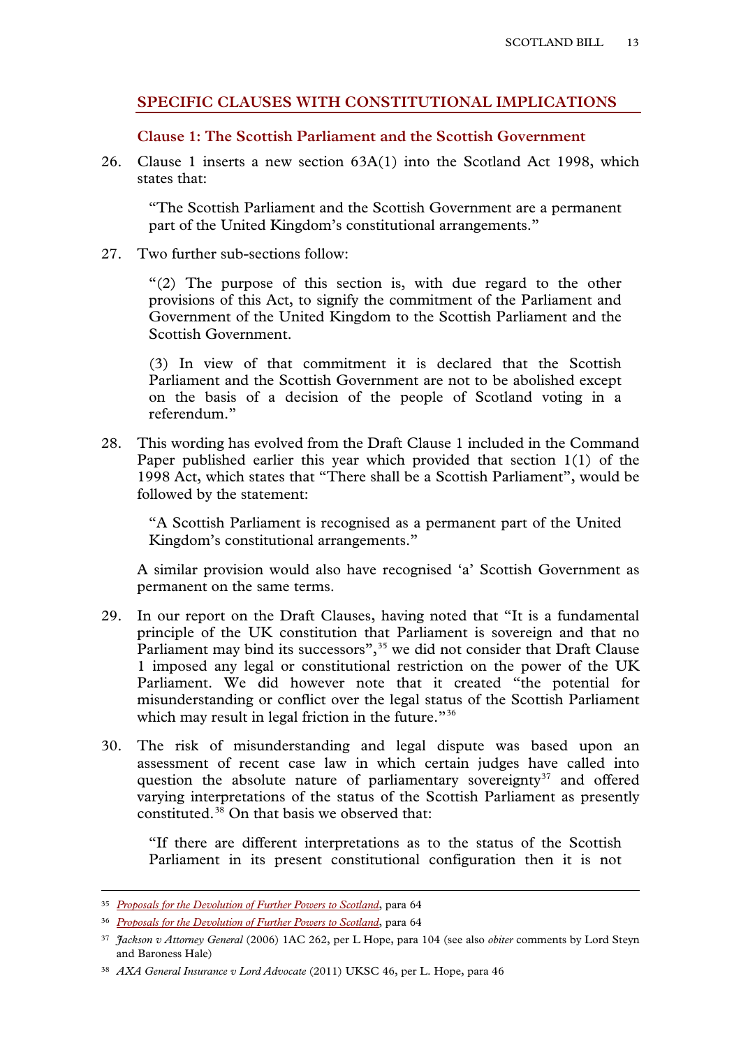## SPECIFIC CLAUSES WITH CONSTITUTIONAL IMPLICATIONS

### Clause 1: The Scottish Parliament and the Scottish Government

26. Clause 1 inserts a new section 63A(1) into the Scotland Act 1998, which states that:

> "The Scottish Parliament and the Scottish Government are a permanent part of the United Kingdom's constitutional arrangements."

27. Two further sub-sections follow:

> "(2) The purpose of this section is, with due regard to the other provisions of this Act, to signify the commitment of the Parliament and Government of the United Kingdom to the Scottish Parliament and the Scottish Government.
>
> (3) In view of that commitment it is declared that the Scottish Parliament and the Scottish Government are not to be abolished except on the basis of a decision of the people of Scotland voting in a referendum."

28. This wording has evolved from the Draft Clause 1 included in the Command Paper published earlier this year which provided that section 1(1) of the 1998 Act, which states that "There shall be a Scottish Parliament", would be followed by the statement:

> "A Scottish Parliament is recognised as a permanent part of the United Kingdom's constitutional arrangements."

A similar provision would also have recognised 'a' Scottish Government as permanent on the same terms.

29. In our report on the Draft Clauses, having noted that "It is a fundamental principle of the UK constitution that Parliament is sovereign and that no Parliament may bind its successors",[35] we did not consider that Draft Clause 1 imposed any legal or constitutional restriction on the power of the UK Parliament. We did however note that it created "the potential for misunderstanding or conflict over the legal status of the Scottish Parliament which may result in legal friction in the future."[36]

30. The risk of misunderstanding and legal dispute was based upon an assessment of recent case law in which certain judges have called into question the absolute nature of parliamentary sovereignty[37] and offered varying interpretations of the status of the Scottish Parliament as presently constituted.[38] On that basis we observed that:

> "If there are different interpretations as to the status of the Scottish Parliament in its present constitutional configuration then it is not

---

[35] *Proposals for the Devolution of Further Powers to Scotland*, para 64

[36] *Proposals for the Devolution of Further Powers to Scotland*, para 64

[37] *Jackson v Attorney General* (2006) 1AC 262, per L Hope, para 104 (see also *obiter* comments by Lord Steyn and Baroness Hale)

[38] *AXA General Insurance v Lord Advocate* (2011) UKSC 46, per L. Hope, para 46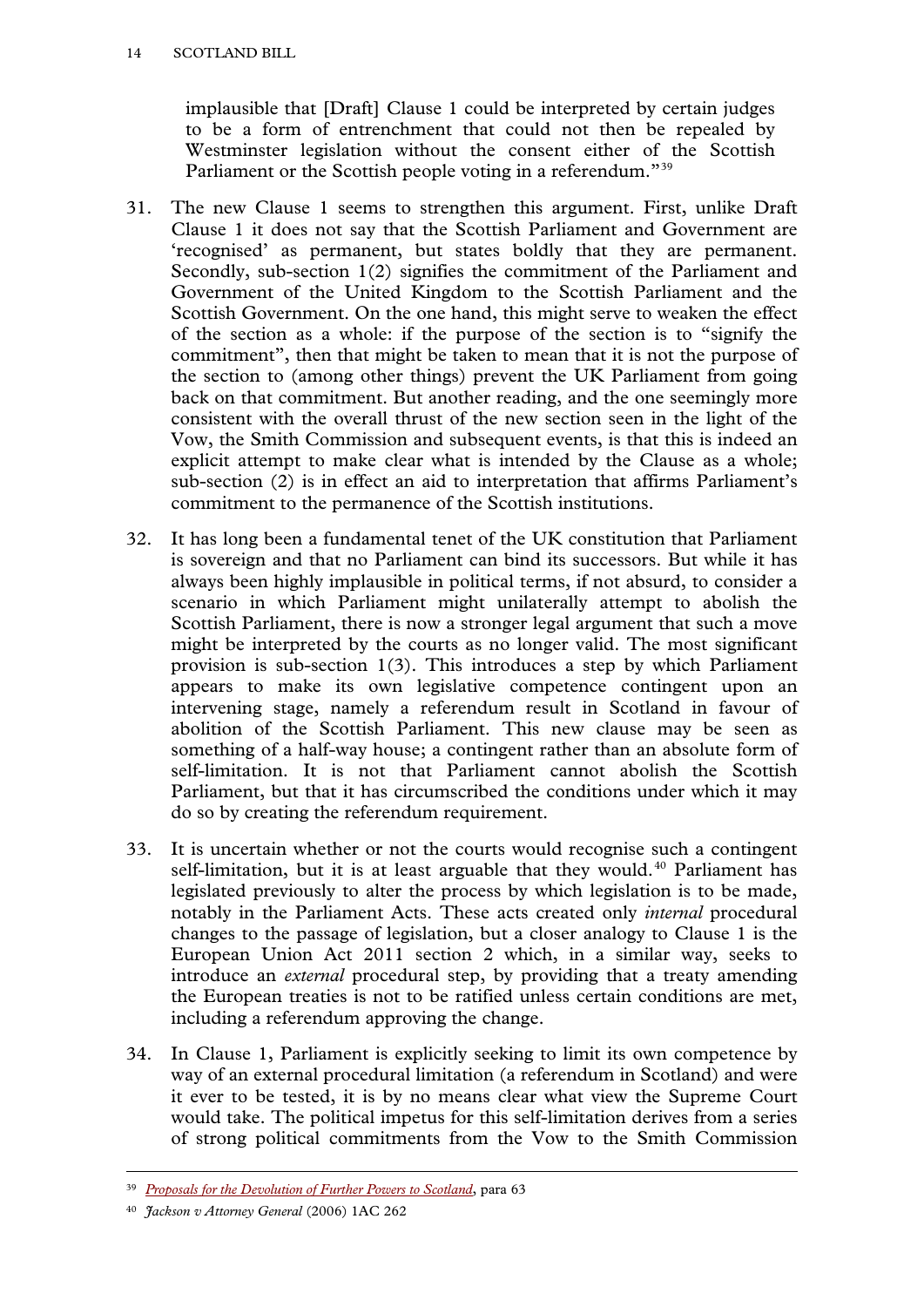implausible that [Draft] Clause 1 could be interpreted by certain judges to be a form of entrenchment that could not then be repealed by Westminster legislation without the consent either of the Scottish Parliament or the Scottish people voting in a referendum."[39]

31. The new Clause 1 seems to strengthen this argument. First, unlike Draft Clause 1 it does not say that the Scottish Parliament and Government are 'recognised' as permanent, but states boldly that they are permanent. Secondly, sub-section 1(2) signifies the commitment of the Parliament and Government of the United Kingdom to the Scottish Parliament and the Scottish Government. On the one hand, this might serve to weaken the effect of the section as a whole: if the purpose of the section is to "signify the commitment", then that might be taken to mean that it is not the purpose of the section to (among other things) prevent the UK Parliament from going back on that commitment. But another reading, and the one seemingly more consistent with the overall thrust of the new section seen in the light of the Vow, the Smith Commission and subsequent events, is that this is indeed an explicit attempt to make clear what is intended by the Clause as a whole; sub-section (2) is in effect an aid to interpretation that affirms Parliament's commitment to the permanence of the Scottish institutions.

32. It has long been a fundamental tenet of the UK constitution that Parliament is sovereign and that no Parliament can bind its successors. But while it has always been highly implausible in political terms, if not absurd, to consider a scenario in which Parliament might unilaterally attempt to abolish the Scottish Parliament, there is now a stronger legal argument that such a move might be interpreted by the courts as no longer valid. The most significant provision is sub-section 1(3). This introduces a step by which Parliament appears to make its own legislative competence contingent upon an intervening stage, namely a referendum result in Scotland in favour of abolition of the Scottish Parliament. This new clause may be seen as something of a half-way house; a contingent rather than an absolute form of self-limitation. It is not that Parliament cannot abolish the Scottish Parliament, but that it has circumscribed the conditions under which it may do so by creating the referendum requirement.

33. It is uncertain whether or not the courts would recognise such a contingent self-limitation, but it is at least arguable that they would.[40] Parliament has legislated previously to alter the process by which legislation is to be made, notably in the Parliament Acts. These acts created only *internal* procedural changes to the passage of legislation, but a closer analogy to Clause 1 is the European Union Act 2011 section 2 which, in a similar way, seeks to introduce an *external* procedural step, by providing that a treaty amending the European treaties is not to be ratified unless certain conditions are met, including a referendum approving the change.

34. In Clause 1, Parliament is explicitly seeking to limit its own competence by way of an external procedural limitation (a referendum in Scotland) and were it ever to be tested, it is by no means clear what view the Supreme Court would take. The political impetus for this self-limitation derives from a series of strong political commitments from the Vow to the Smith Commission

---

[39] *Proposals for the Devolution of Further Powers to Scotland*, para 63

[40] *Jackson v Attorney General* (2006) 1AC 262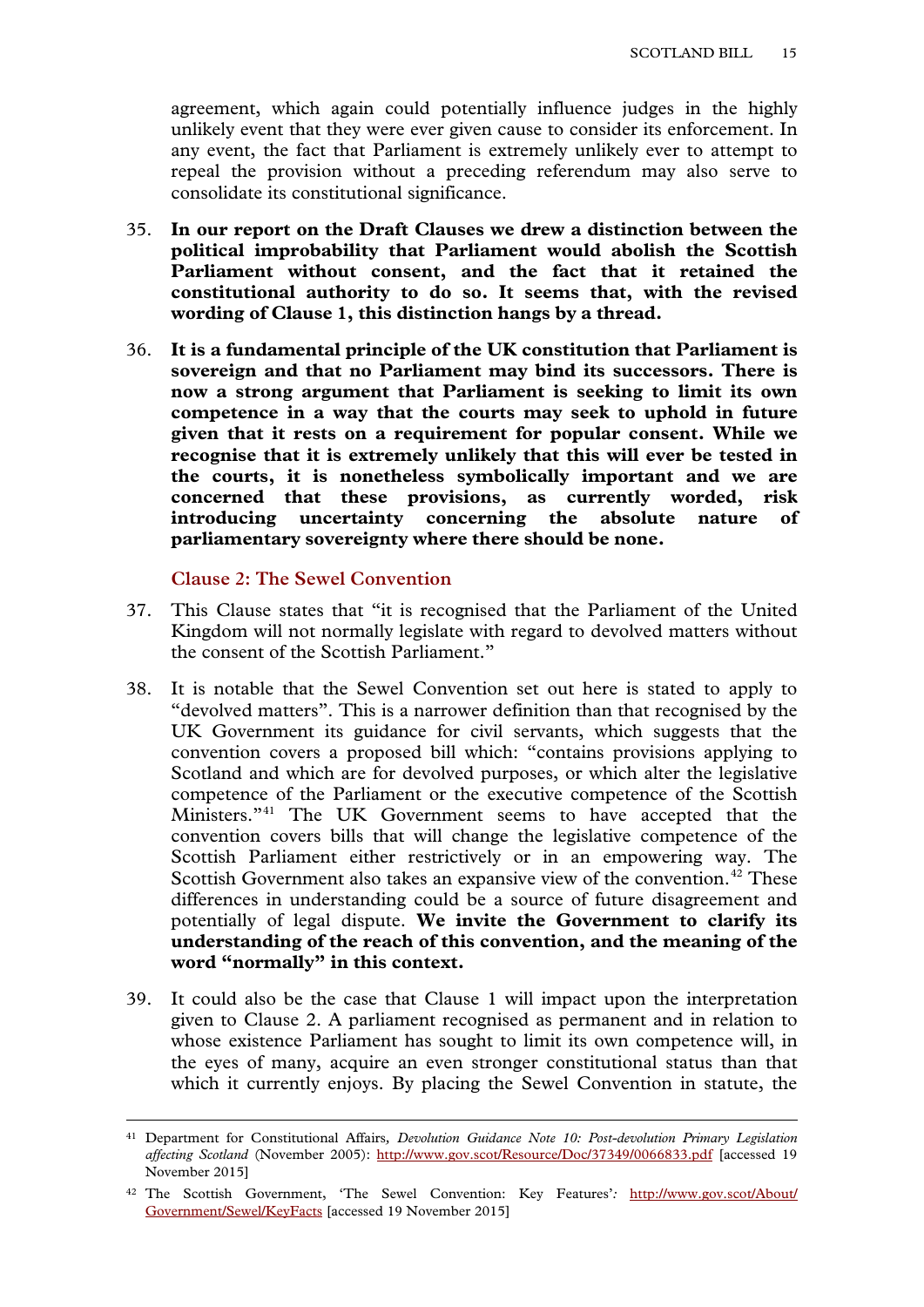agreement, which again could potentially influence judges in the highly unlikely event that they were ever given cause to consider its enforcement. In any event, the fact that Parliament is extremely unlikely ever to attempt to repeal the provision without a preceding referendum may also serve to consolidate its constitutional significance.

35. **In our report on the Draft Clauses we drew a distinction between the political improbability that Parliament would abolish the Scottish Parliament without consent, and the fact that it retained the constitutional authority to do so. It seems that, with the revised wording of Clause 1, this distinction hangs by a thread.**

36. **It is a fundamental principle of the UK constitution that Parliament is sovereign and that no Parliament may bind its successors. There is now a strong argument that Parliament is seeking to limit its own competence in a way that the courts may seek to uphold in future given that it rests on a requirement for popular consent. While we recognise that it is extremely unlikely that this will ever be tested in the courts, it is nonetheless symbolically important and we are concerned that these provisions, as currently worded, risk introducing uncertainty concerning the absolute nature of parliamentary sovereignty where there should be none.**

### Clause 2: The Sewel Convention

37. This Clause states that "it is recognised that the Parliament of the United Kingdom will not normally legislate with regard to devolved matters without the consent of the Scottish Parliament."

38. It is notable that the Sewel Convention set out here is stated to apply to "devolved matters". This is a narrower definition than that recognised by the UK Government its guidance for civil servants, which suggests that the convention covers a proposed bill which: "contains provisions applying to Scotland and which are for devolved purposes, or which alter the legislative competence of the Parliament or the executive competence of the Scottish Ministers."[41] The UK Government seems to have accepted that the convention covers bills that will change the legislative competence of the Scottish Parliament either restrictively or in an empowering way. The Scottish Government also takes an expansive view of the convention.[42] These differences in understanding could be a source of future disagreement and potentially of legal dispute. **We invite the Government to clarify its understanding of the reach of this convention, and the meaning of the word "normally" in this context.**

39. It could also be the case that Clause 1 will impact upon the interpretation given to Clause 2. A parliament recognised as permanent and in relation to whose existence Parliament has sought to limit its own competence will, in the eyes of many, acquire an even stronger constitutional status than that which it currently enjoys. By placing the Sewel Convention in statute, the

---

[41] Department for Constitutional Affairs, *Devolution Guidance Note 10: Post-devolution Primary Legislation affecting Scotland* (November 2005): http://www.gov.scot/Resource/Doc/37349/0066833.pdf [accessed 19 November 2015]

[42] The Scottish Government, 'The Sewel Convention: Key Features': http://www.gov.scot/About/Government/Sewel/KeyFacts [accessed 19 November 2015]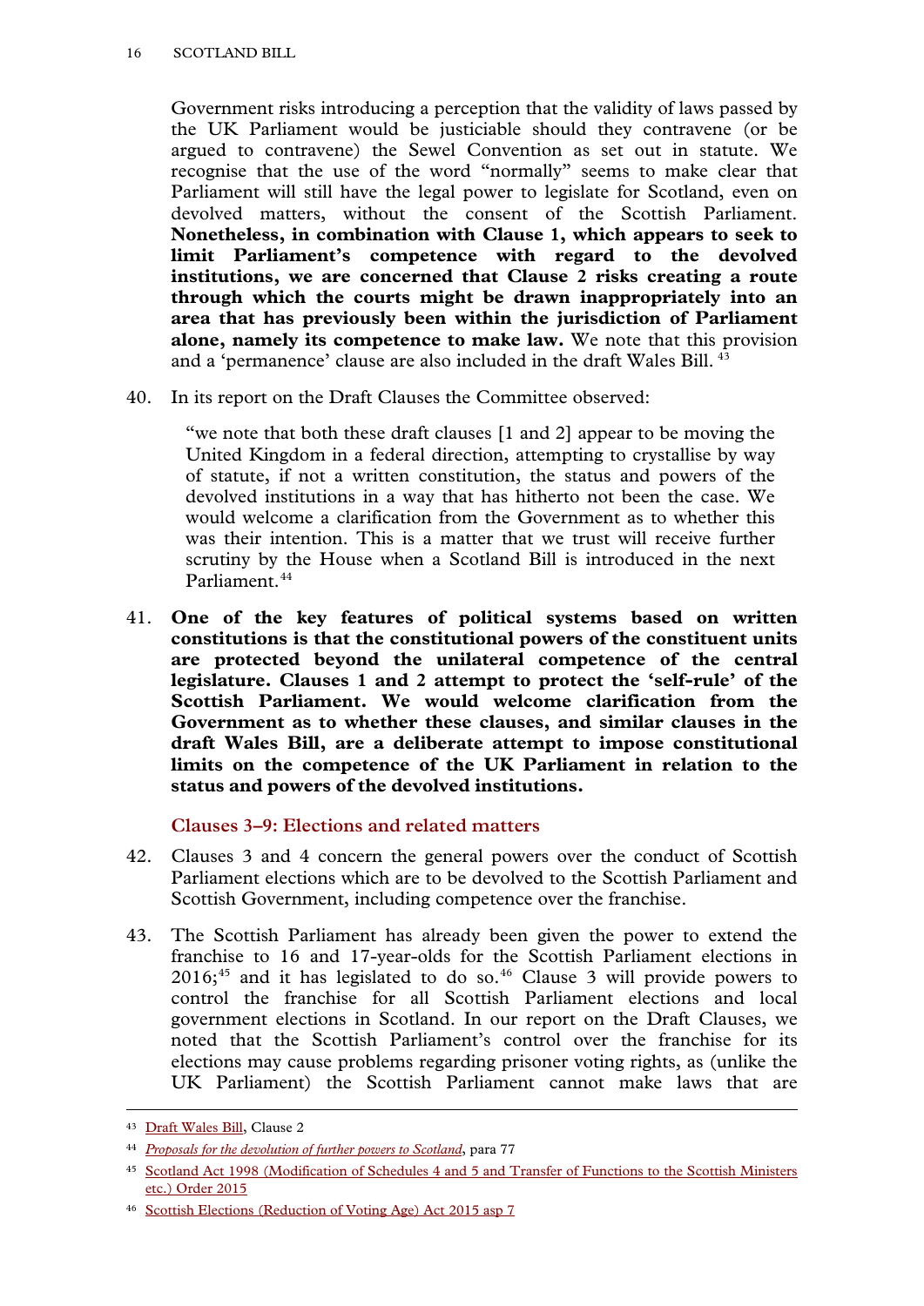Government risks introducing a perception that the validity of laws passed by the UK Parliament would be justiciable should they contravene (or be argued to contravene) the Sewel Convention as set out in statute. We recognise that the use of the word "normally" seems to make clear that Parliament will still have the legal power to legislate for Scotland, even on devolved matters, without the consent of the Scottish Parliament. **Nonetheless, in combination with Clause 1, which appears to seek to limit Parliament's competence with regard to the devolved institutions, we are concerned that Clause 2 risks creating a route through which the courts might be drawn inappropriately into an area that has previously been within the jurisdiction of Parliament alone, namely its competence to make law.** We note that this provision and a 'permanence' clause are also included in the draft Wales Bill.[43]

40. In its report on the Draft Clauses the Committee observed:

> "we note that both these draft clauses [1 and 2] appear to be moving the United Kingdom in a federal direction, attempting to crystallise by way of statute, if not a written constitution, the status and powers of the devolved institutions in a way that has hitherto not been the case. We would welcome a clarification from the Government as to whether this was their intention. This is a matter that we trust will receive further scrutiny by the House when a Scotland Bill is introduced in the next Parliament.[44]

41. **One of the key features of political systems based on written constitutions is that the constitutional powers of the constituent units are protected beyond the unilateral competence of the central legislature. Clauses 1 and 2 attempt to protect the 'self-rule' of the Scottish Parliament. We would welcome clarification from the Government as to whether these clauses, and similar clauses in the draft Wales Bill, are a deliberate attempt to impose constitutional limits on the competence of the UK Parliament in relation to the status and powers of the devolved institutions.**

### Clauses 3–9: Elections and related matters

42. Clauses 3 and 4 concern the general powers over the conduct of Scottish Parliament elections which are to be devolved to the Scottish Parliament and Scottish Government, including competence over the franchise.

43. The Scottish Parliament has already been given the power to extend the franchise to 16 and 17-year-olds for the Scottish Parliament elections in 2016;[45] and it has legislated to do so.[46] Clause 3 will provide powers to control the franchise for all Scottish Parliament elections and local government elections in Scotland. In our report on the Draft Clauses, we noted that the Scottish Parliament's control over the franchise for its elections may cause problems regarding prisoner voting rights, as (unlike the UK Parliament) the Scottish Parliament cannot make laws that are

---

[43] Draft Wales Bill, Clause 2

[44] *Proposals for the devolution of further powers to Scotland*, para 77

[45] Scotland Act 1998 (Modification of Schedules 4 and 5 and Transfer of Functions to the Scottish Ministers etc.) Order 2015

[46] Scottish Elections (Reduction of Voting Age) Act 2015 asp 7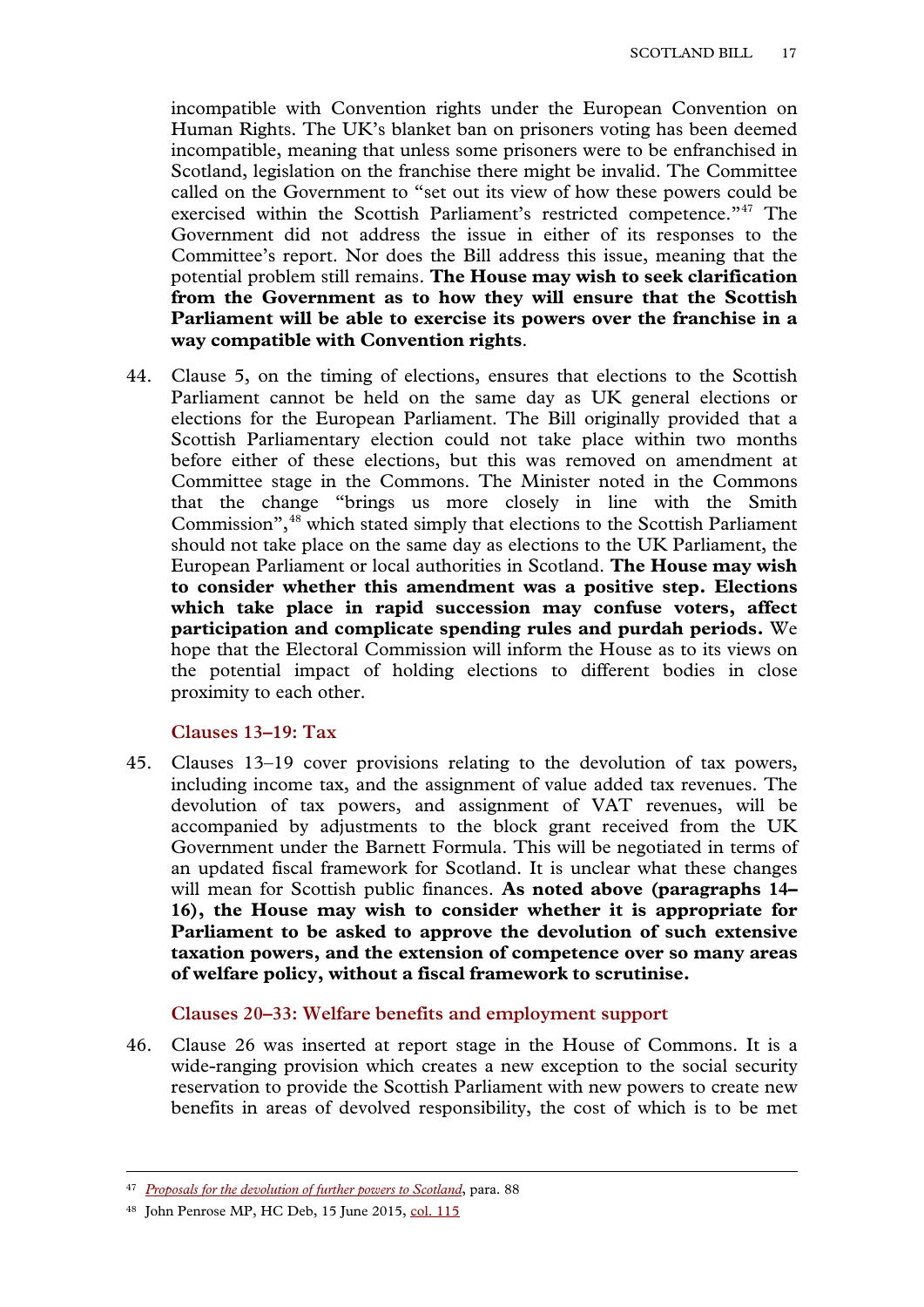incompatible with Convention rights under the European Convention on Human Rights. The UK's blanket ban on prisoners voting has been deemed incompatible, meaning that unless some prisoners were to be enfranchised in Scotland, legislation on the franchise there might be invalid. The Committee called on the Government to "set out its view of how these powers could be exercised within the Scottish Parliament's restricted competence."[47] The Government did not address the issue in either of its responses to the Committee's report. Nor does the Bill address this issue, meaning that the potential problem still remains. **The House may wish to seek clarification from the Government as to how they will ensure that the Scottish Parliament will be able to exercise its powers over the franchise in a way compatible with Convention rights**.

44. Clause 5, on the timing of elections, ensures that elections to the Scottish Parliament cannot be held on the same day as UK general elections or elections for the European Parliament. The Bill originally provided that a Scottish Parliamentary election could not take place within two months before either of these elections, but this was removed on amendment at Committee stage in the Commons. The Minister noted in the Commons that the change "brings us more closely in line with the Smith Commission",[48] which stated simply that elections to the Scottish Parliament should not take place on the same day as elections to the UK Parliament, the European Parliament or local authorities in Scotland. **The House may wish to consider whether this amendment was a positive step. Elections which take place in rapid succession may confuse voters, affect participation and complicate spending rules and purdah periods.** We hope that the Electoral Commission will inform the House as to its views on the potential impact of holding elections to different bodies in close proximity to each other.

### Clauses 13–19: Tax

45. Clauses 13–19 cover provisions relating to the devolution of tax powers, including income tax, and the assignment of value added tax revenues. The devolution of tax powers, and assignment of VAT revenues, will be accompanied by adjustments to the block grant received from the UK Government under the Barnett Formula. This will be negotiated in terms of an updated fiscal framework for Scotland. It is unclear what these changes will mean for Scottish public finances. **As noted above (paragraphs 14–16), the House may wish to consider whether it is appropriate for Parliament to be asked to approve the devolution of such extensive taxation powers, and the extension of competence over so many areas of welfare policy, without a fiscal framework to scrutinise.**

### Clauses 20–33: Welfare benefits and employment support

46. Clause 26 was inserted at report stage in the House of Commons. It is a wide-ranging provision which creates a new exception to the social security reservation to provide the Scottish Parliament with new powers to create new benefits in areas of devolved responsibility, the cost of which is to be met

---

[47] *Proposals for the devolution of further powers to Scotland*, para. 88

[48] John Penrose MP, HC Deb, 15 June 2015, col. 115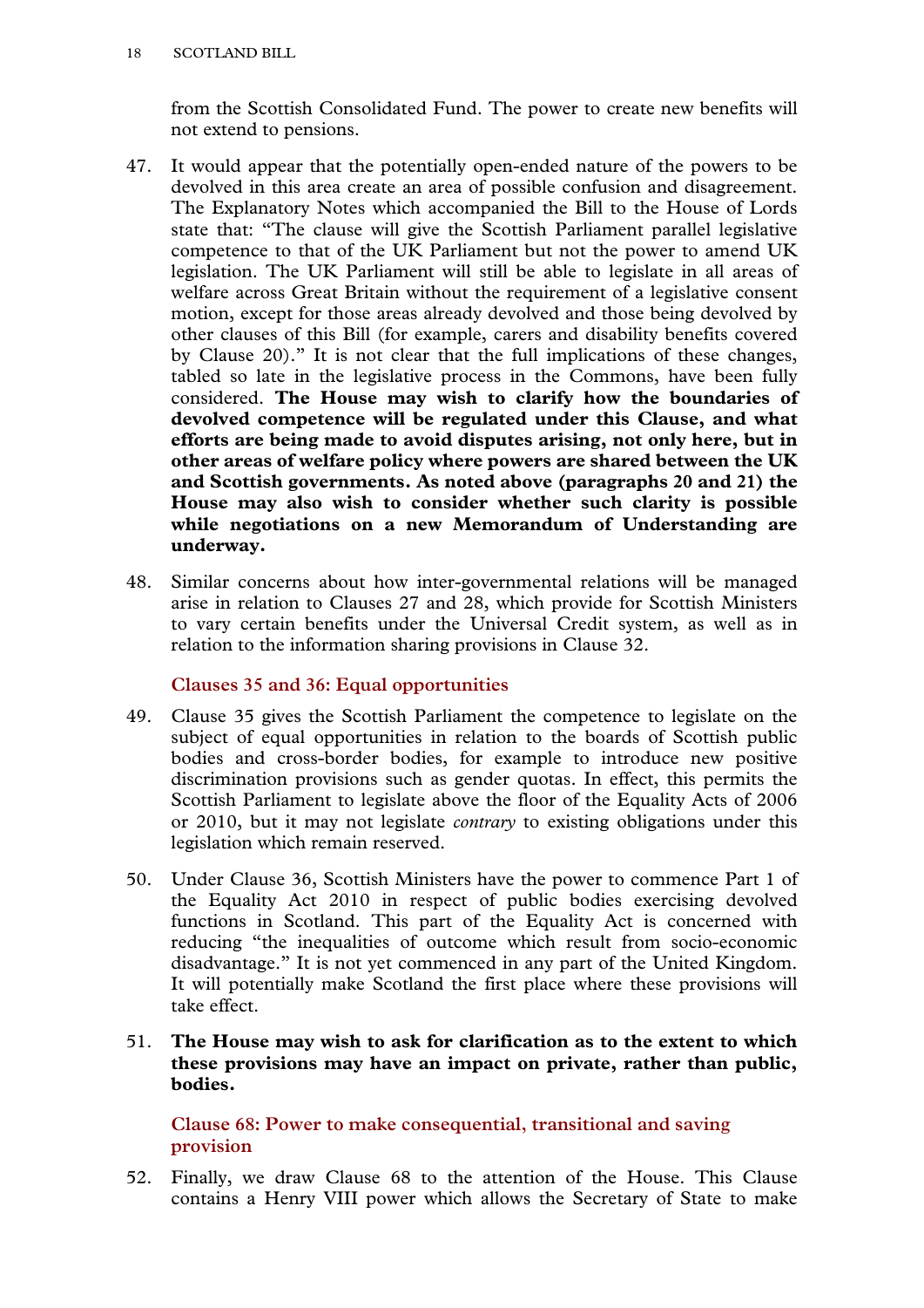from the Scottish Consolidated Fund. The power to create new benefits will not extend to pensions.

47. It would appear that the potentially open-ended nature of the powers to be devolved in this area create an area of possible confusion and disagreement. The Explanatory Notes which accompanied the Bill to the House of Lords state that: "The clause will give the Scottish Parliament parallel legislative competence to that of the UK Parliament but not the power to amend UK legislation. The UK Parliament will still be able to legislate in all areas of welfare across Great Britain without the requirement of a legislative consent motion, except for those areas already devolved and those being devolved by other clauses of this Bill (for example, carers and disability benefits covered by Clause 20)." It is not clear that the full implications of these changes, tabled so late in the legislative process in the Commons, have been fully considered. **The House may wish to clarify how the boundaries of devolved competence will be regulated under this Clause, and what efforts are being made to avoid disputes arising, not only here, but in other areas of welfare policy where powers are shared between the UK and Scottish governments. As noted above (paragraphs 20 and 21) the House may also wish to consider whether such clarity is possible while negotiations on a new Memorandum of Understanding are underway.**

48. Similar concerns about how inter-governmental relations will be managed arise in relation to Clauses 27 and 28, which provide for Scottish Ministers to vary certain benefits under the Universal Credit system, as well as in relation to the information sharing provisions in Clause 32.

### Clauses 35 and 36: Equal opportunities

49. Clause 35 gives the Scottish Parliament the competence to legislate on the subject of equal opportunities in relation to the boards of Scottish public bodies and cross-border bodies, for example to introduce new positive discrimination provisions such as gender quotas. In effect, this permits the Scottish Parliament to legislate above the floor of the Equality Acts of 2006 or 2010, but it may not legislate *contrary* to existing obligations under this legislation which remain reserved.

50. Under Clause 36, Scottish Ministers have the power to commence Part 1 of the Equality Act 2010 in respect of public bodies exercising devolved functions in Scotland. This part of the Equality Act is concerned with reducing "the inequalities of outcome which result from socio-economic disadvantage." It is not yet commenced in any part of the United Kingdom. It will potentially make Scotland the first place where these provisions will take effect.

51. **The House may wish to ask for clarification as to the extent to which these provisions may have an impact on private, rather than public, bodies.**

### Clause 68: Power to make consequential, transitional and saving provision

52. Finally, we draw Clause 68 to the attention of the House. This Clause contains a Henry VIII power which allows the Secretary of State to make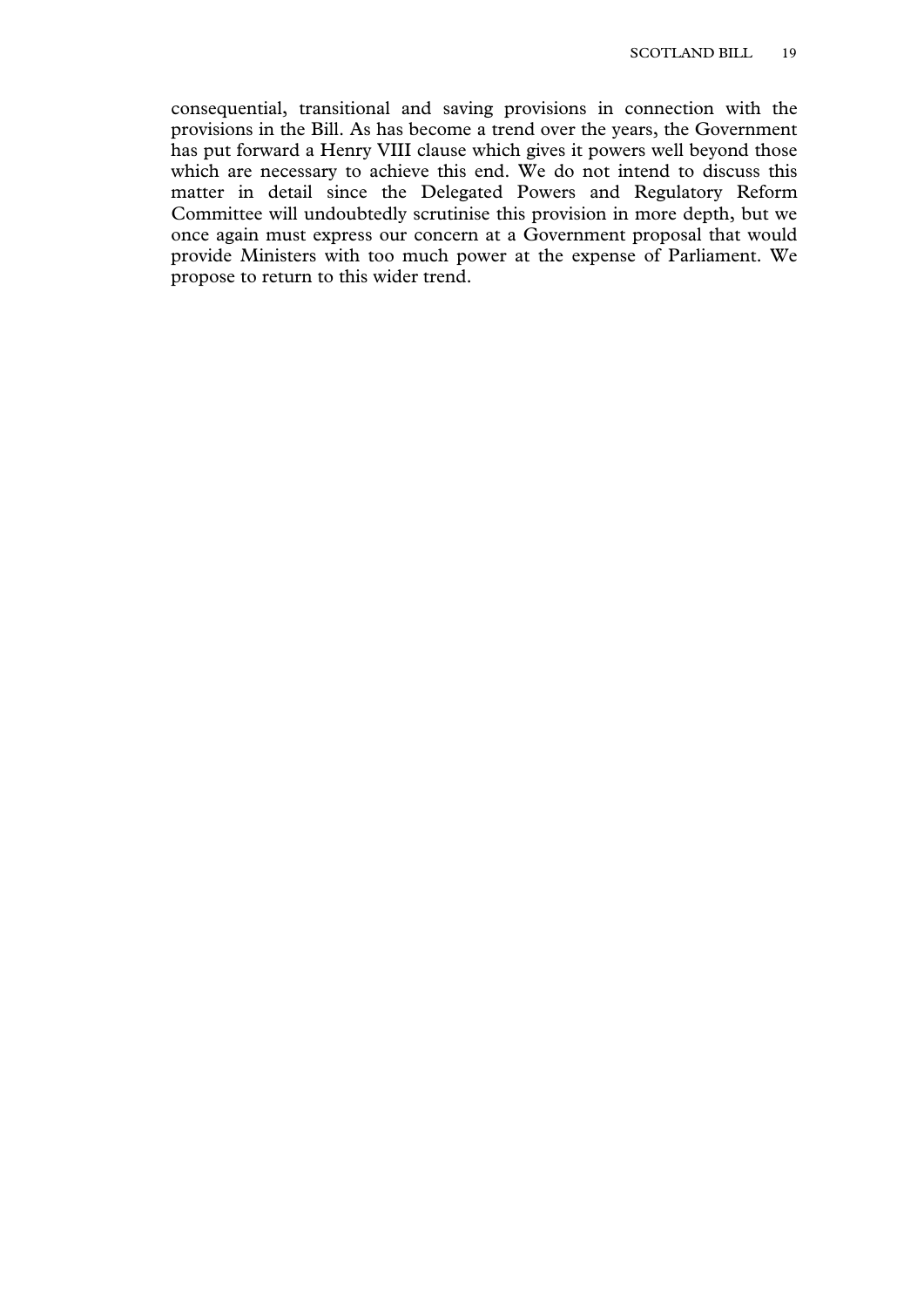consequential, transitional and saving provisions in connection with the provisions in the Bill. As has become a trend over the years, the Government has put forward a Henry VIII clause which gives it powers well beyond those which are necessary to achieve this end. We do not intend to discuss this matter in detail since the Delegated Powers and Regulatory Reform Committee will undoubtedly scrutinise this provision in more depth, but we once again must express our concern at a Government proposal that would provide Ministers with too much power at the expense of Parliament. We propose to return to this wider trend.